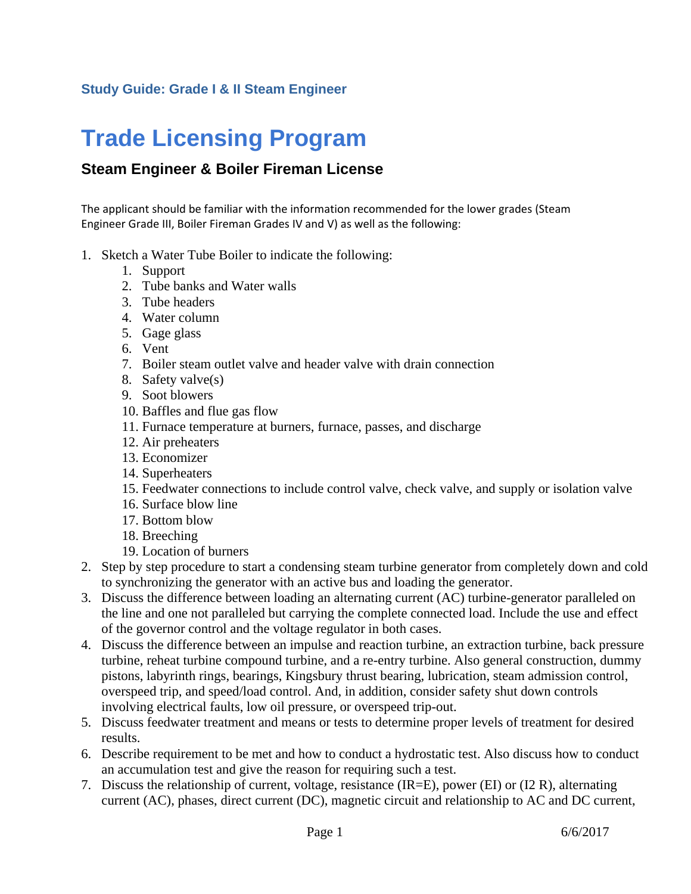**Study Guide: Grade I & II Steam Engineer**

# Trade Licensing Program

## Steam Engineer & Boiler Fireman License

The applicant should be familiar with the information recommended for the lower grades (Steam Engineer Grade III, Boiler Fireman Grades IV and V) as well as the following:

1. Sketch a Water Tube Boiler to indicate the following:
    1. Support
    2. Tube banks and Water walls
    3. Tube headers
    4. Water column
    5. Gage glass
    6. Vent
    7. Boiler steam outlet valve and header valve with drain connection
    8. Safety valve(s)
    9. Soot blowers
    10. Baffles and flue gas flow
    11. Furnace temperature at burners, furnace, passes, and discharge
    12. Air preheaters
    13. Economizer
    14. Superheaters
    15. Feedwater connections to include control valve, check valve, and supply or isolation valve
    16. Surface blow line
    17. Bottom blow
    18. Breeching
    19. Location of burners
2. Step by step procedure to start a condensing steam turbine generator from completely down and cold to synchronizing the generator with an active bus and loading the generator.
3. Discuss the difference between loading an alternating current (AC) turbine-generator paralleled on the line and one not paralleled but carrying the complete connected load. Include the use and effect of the governor control and the voltage regulator in both cases.
4. Discuss the difference between an impulse and reaction turbine, an extraction turbine, back pressure turbine, reheat turbine compound turbine, and a re-entry turbine. Also general construction, dummy pistons, labyrinth rings, bearings, Kingsbury thrust bearing, lubrication, steam admission control, overspeed trip, and speed/load control. And, in addition, consider safety shut down controls involving electrical faults, low oil pressure, or overspeed trip-out.
5. Discuss feedwater treatment and means or tests to determine proper levels of treatment for desired results.
6. Describe requirement to be met and how to conduct a hydrostatic test. Also discuss how to conduct an accumulation test and give the reason for requiring such a test.
7. Discuss the relationship of current, voltage, resistance (IR=E), power (EI) or ($I^2$ R), alternating current (AC), phases, direct current (DC), magnetic circuit and relationship to AC and DC current,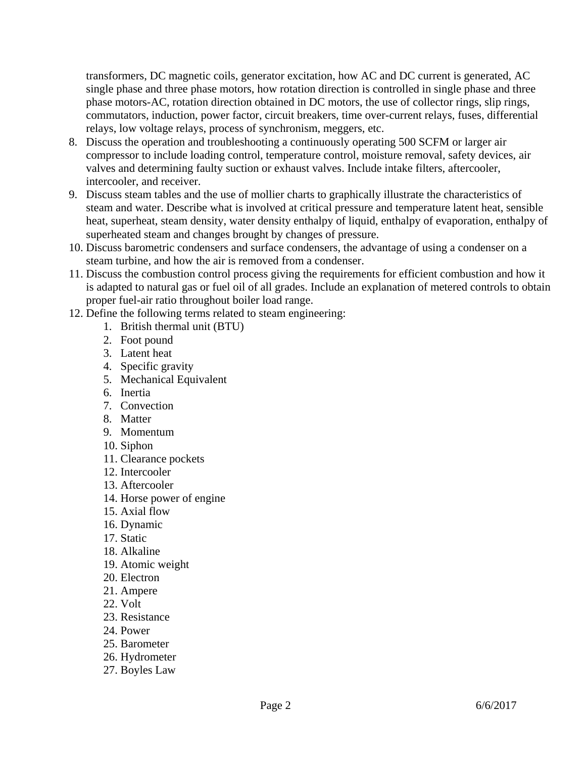transformers, DC magnetic coils, generator excitation, how AC and DC current is generated, AC single phase and three phase motors, how rotation direction is controlled in single phase and three phase motors-AC, rotation direction obtained in DC motors, the use of collector rings, slip rings, commutators, induction, power factor, circuit breakers, time over-current relays, fuses, differential relays, low voltage relays, process of synchronism, meggers, etc.

8. Discuss the operation and troubleshooting a continuously operating 500 SCFM or larger air compressor to include loading control, temperature control, moisture removal, safety devices, air valves and determining faulty suction or exhaust valves. Include intake filters, aftercooler, intercooler, and receiver.
9. Discuss steam tables and the use of mollier charts to graphically illustrate the characteristics of steam and water. Describe what is involved at critical pressure and temperature latent heat, sensible heat, superheat, steam density, water density enthalpy of liquid, enthalpy of evaporation, enthalpy of superheated steam and changes brought by changes of pressure.
10. Discuss barometric condensers and surface condensers, the advantage of using a condenser on a steam turbine, and how the air is removed from a condenser.
11. Discuss the combustion control process giving the requirements for efficient combustion and how it is adapted to natural gas or fuel oil of all grades. Include an explanation of metered controls to obtain proper fuel-air ratio throughout boiler load range.
12. Define the following terms related to steam engineering:
    1. British thermal unit (BTU)
    2. Foot pound
    3. Latent heat
    4. Specific gravity
    5. Mechanical Equivalent
    6. Inertia
    7. Convection
    8. Matter
    9. Momentum
    10. Siphon
    11. Clearance pockets
    12. Intercooler
    13. Aftercooler
    14. Horse power of engine
    15. Axial flow
    16. Dynamic
    17. Static
    18. Alkaline
    19. Atomic weight
    20. Electron
    21. Ampere
    22. Volt
    23. Resistance
    24. Power
    25. Barometer
    26. Hydrometer
    27. Boyles Law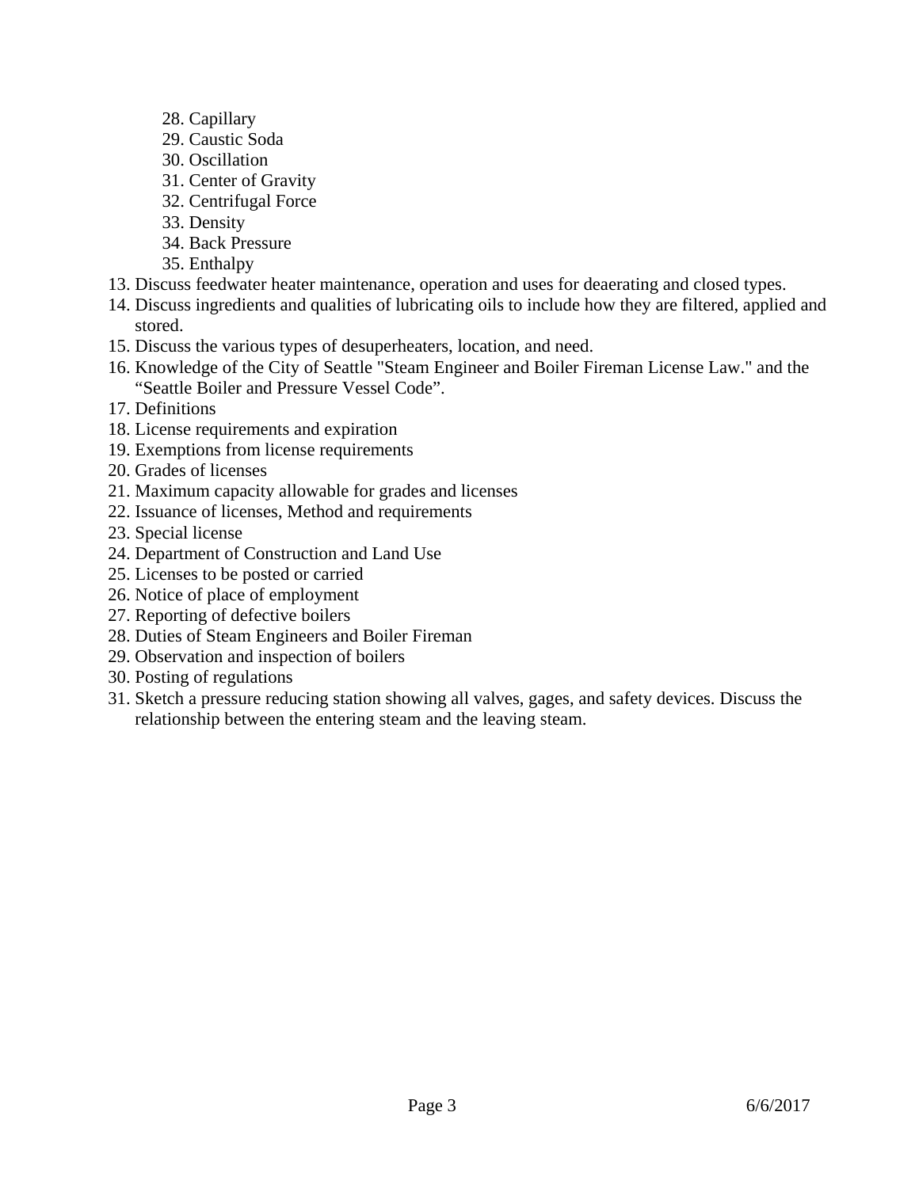28. Capillary
29. Caustic Soda
30. Oscillation
31. Center of Gravity
32. Centrifugal Force
33. Density
34. Back Pressure
35. Enthalpy

13. Discuss feedwater heater maintenance, operation and uses for deaerating and closed types.
14. Discuss ingredients and qualities of lubricating oils to include how they are filtered, applied and stored.
15. Discuss the various types of desuperheaters, location, and need.
16. Knowledge of the City of Seattle "Steam Engineer and Boiler Fireman License Law." and the "Seattle Boiler and Pressure Vessel Code".
17. Definitions
18. License requirements and expiration
19. Exemptions from license requirements
20. Grades of licenses
21. Maximum capacity allowable for grades and licenses
22. Issuance of licenses, Method and requirements
23. Special license
24. Department of Construction and Land Use
25. Licenses to be posted or carried
26. Notice of place of employment
27. Reporting of defective boilers
28. Duties of Steam Engineers and Boiler Fireman
29. Observation and inspection of boilers
30. Posting of regulations
31. Sketch a pressure reducing station showing all valves, gages, and safety devices. Discuss the relationship between the entering steam and the leaving steam.